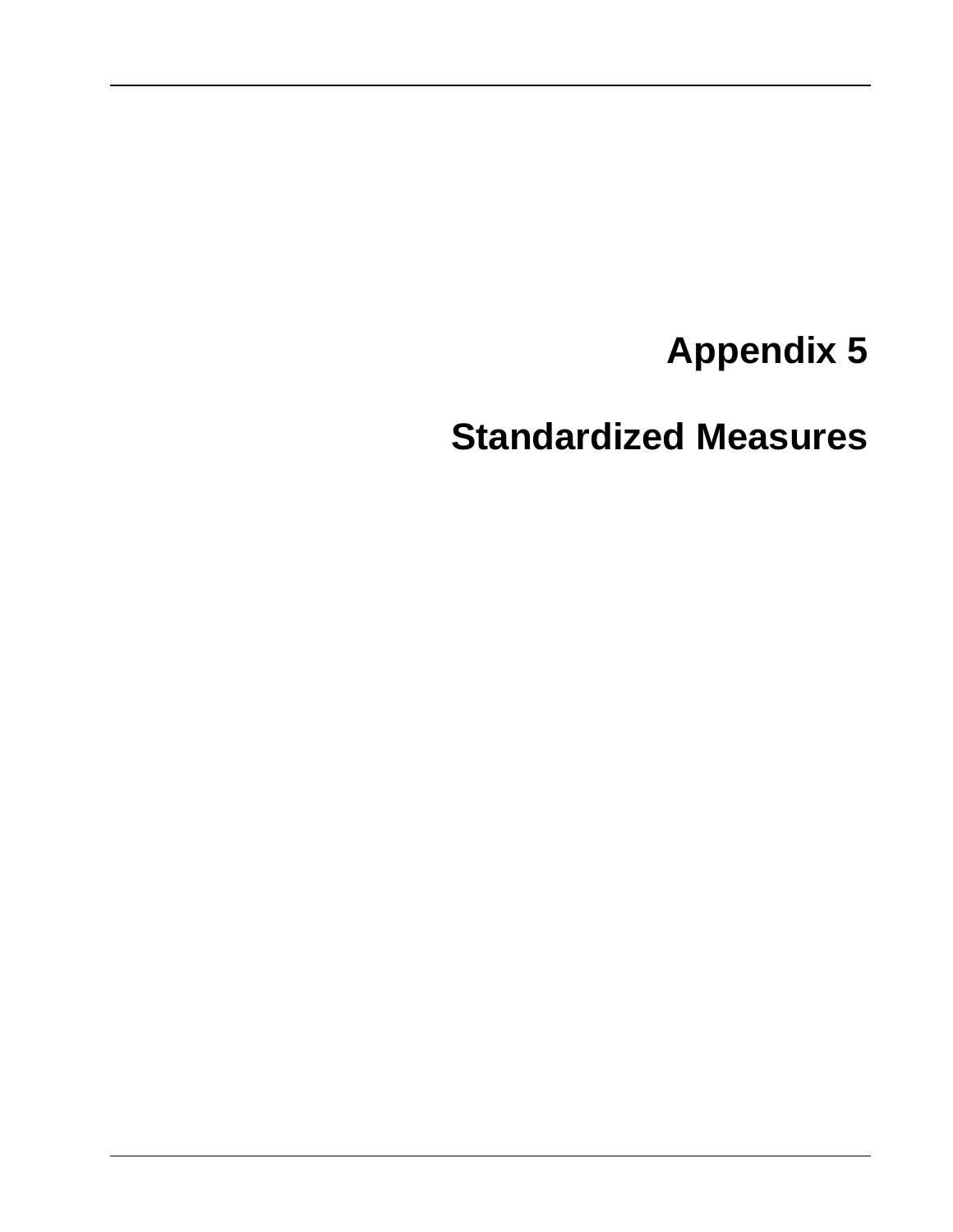# Appendix 5

# Standardized Measures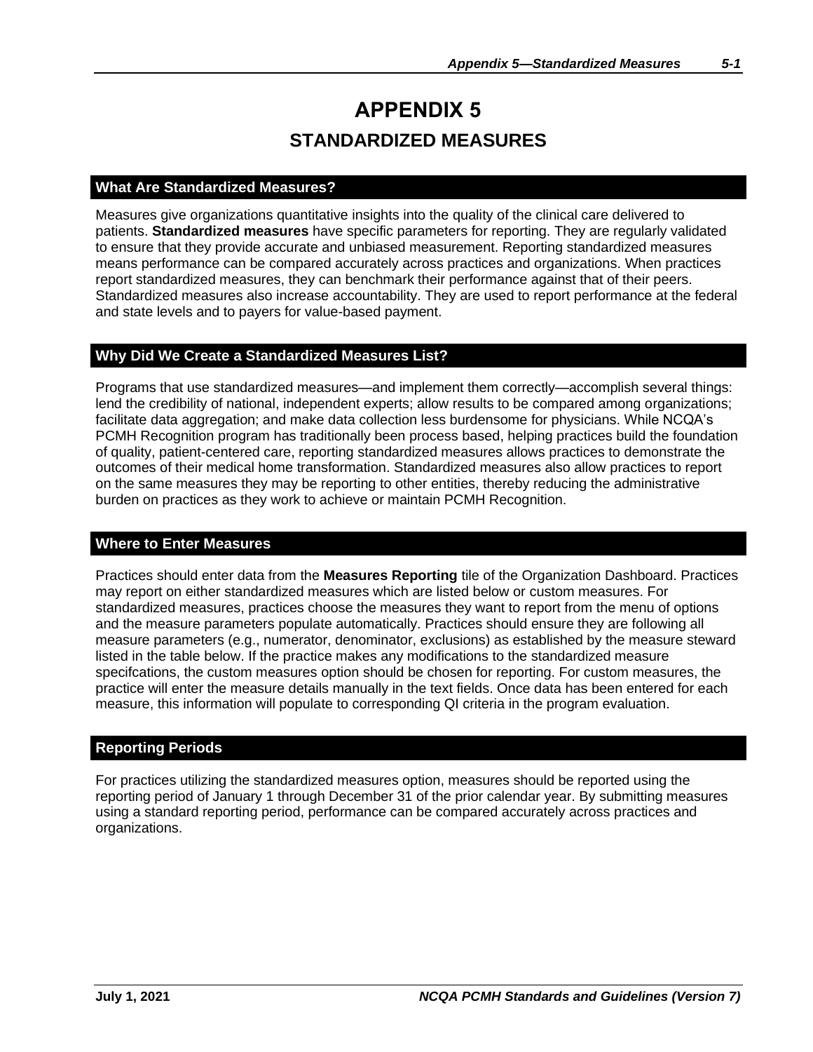# APPENDIX 5

## STANDARDIZED MEASURES

### What Are Standardized Measures?

Measures give organizations quantitative insights into the quality of the clinical care delivered to patients. **Standardized measures** have specific parameters for reporting. They are regularly validated to ensure that they provide accurate and unbiased measurement. Reporting standardized measures means performance can be compared accurately across practices and organizations. When practices report standardized measures, they can benchmark their performance against that of their peers. Standardized measures also increase accountability. They are used to report performance at the federal and state levels and to payers for value-based payment.

### Why Did We Create a Standardized Measures List?

Programs that use standardized measures—and implement them correctly—accomplish several things: lend the credibility of national, independent experts; allow results to be compared among organizations; facilitate data aggregation; and make data collection less burdensome for physicians. While NCQA's PCMH Recognition program has traditionally been process based, helping practices build the foundation of quality, patient-centered care, reporting standardized measures allows practices to demonstrate the outcomes of their medical home transformation. Standardized measures also allow practices to report on the same measures they may be reporting to other entities, thereby reducing the administrative burden on practices as they work to achieve or maintain PCMH Recognition.

### Where to Enter Measures

Practices should enter data from the **Measures Reporting** tile of the Organization Dashboard. Practices may report on either standardized measures which are listed below or custom measures. For standardized measures, practices choose the measures they want to report from the menu of options and the measure parameters populate automatically. Practices should ensure they are following all measure parameters (e.g., numerator, denominator, exclusions) as established by the measure steward listed in the table below. If the practice makes any modifications to the standardized measure specifcations, the custom measures option should be chosen for reporting. For custom measures, the practice will enter the measure details manually in the text fields. Once data has been entered for each measure, this information will populate to corresponding QI criteria in the program evaluation.

### Reporting Periods

For practices utilizing the standardized measures option, measures should be reported using the reporting period of January 1 through December 31 of the prior calendar year. By submitting measures using a standard reporting period, performance can be compared accurately across practices and organizations.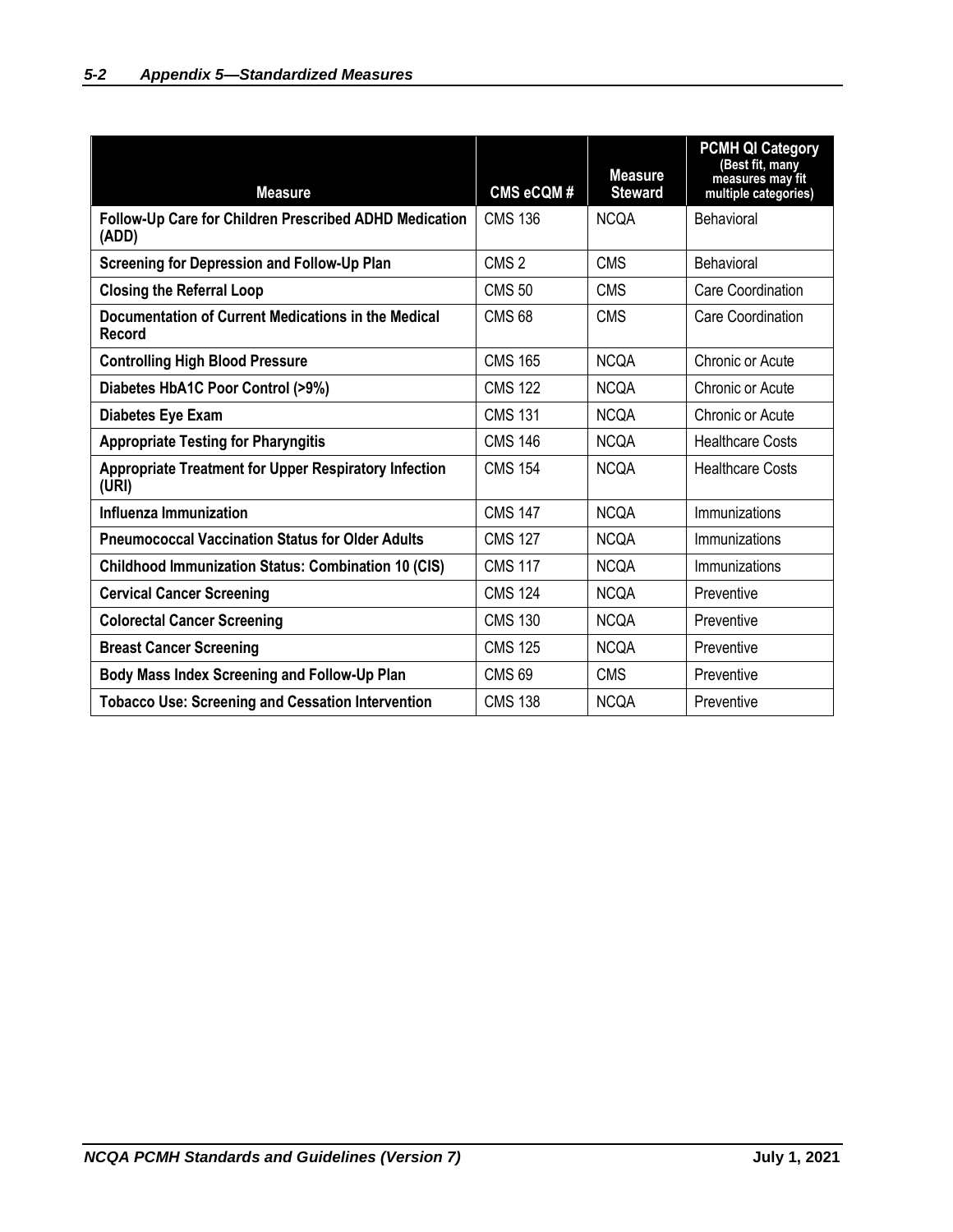| Measure | CMS eCQM # | Measure Steward | PCMH QI Category (Best fit, many measures may fit multiple categories) |
|---|---|---|---|
| **Follow-Up Care for Children Prescribed ADHD Medication (ADD)** | CMS 136 | NCQA | Behavioral |
| **Screening for Depression and Follow-Up Plan** | CMS 2 | CMS | Behavioral |
| **Closing the Referral Loop** | CMS 50 | CMS | Care Coordination |
| **Documentation of Current Medications in the Medical Record** | CMS 68 | CMS | Care Coordination |
| **Controlling High Blood Pressure** | CMS 165 | NCQA | Chronic or Acute |
| **Diabetes HbA1C Poor Control (>9%)** | CMS 122 | NCQA | Chronic or Acute |
| **Diabetes Eye Exam** | CMS 131 | NCQA | Chronic or Acute |
| **Appropriate Testing for Pharyngitis** | CMS 146 | NCQA | Healthcare Costs |
| **Appropriate Treatment for Upper Respiratory Infection (URI)** | CMS 154 | NCQA | Healthcare Costs |
| **Influenza Immunization** | CMS 147 | NCQA | Immunizations |
| **Pneumococcal Vaccination Status for Older Adults** | CMS 127 | NCQA | Immunizations |
| **Childhood Immunization Status: Combination 10 (CIS)** | CMS 117 | NCQA | Immunizations |
| **Cervical Cancer Screening** | CMS 124 | NCQA | Preventive |
| **Colorectal Cancer Screening** | CMS 130 | NCQA | Preventive |
| **Breast Cancer Screening** | CMS 125 | NCQA | Preventive |
| **Body Mass Index Screening and Follow-Up Plan** | CMS 69 | CMS | Preventive |
| **Tobacco Use: Screening and Cessation Intervention** | CMS 138 | NCQA | Preventive |